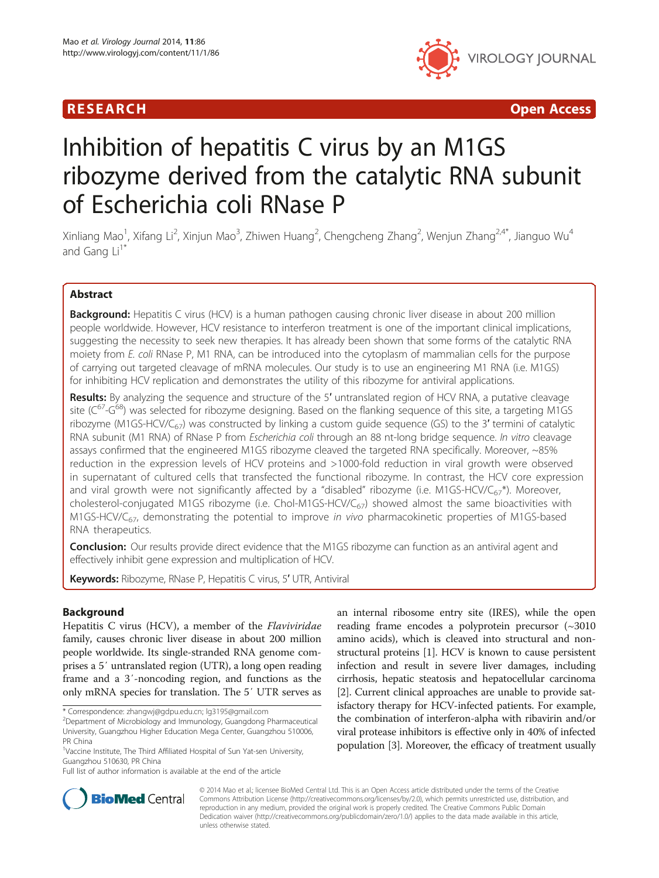RESEARCH Open Access

# Inhibition of hepatitis C virus by an M1GS ribozyme derived from the catalytic RNA subunit of Escherichia coli RNase P

Xinliang Mao[1], Xifang Li[2], Xinjun Mao[3], Zhiwen Huang[2], Chengcheng Zhang[2], Wenjun Zhang[2,4*], Jianguo Wu[4] and Gang Li[1*]

## Abstract

**Background:** Hepatitis C virus (HCV) is a human pathogen causing chronic liver disease in about 200 million people worldwide. However, HCV resistance to interferon treatment is one of the important clinical implications, suggesting the necessity to seek new therapies. It has already been shown that some forms of the catalytic RNA moiety from *E. coli* RNase P, M1 RNA, can be introduced into the cytoplasm of mammalian cells for the purpose of carrying out targeted cleavage of mRNA molecules. Our study is to use an engineering M1 RNA (i.e. M1GS) for inhibiting HCV replication and demonstrates the utility of this ribozyme for antiviral applications.

**Results:** By analyzing the sequence and structure of the 5′ untranslated region of HCV RNA, a putative cleavage site ($C^{67}$-$G^{68}$) was selected for ribozyme designing. Based on the flanking sequence of this site, a targeting M1GS ribozyme (M1GS-HCV/$C_{67}$) was constructed by linking a custom guide sequence (GS) to the 3′ termini of catalytic RNA subunit (M1 RNA) of RNase P from *Escherichia coli* through an 88 nt-long bridge sequence. *In vitro* cleavage assays confirmed that the engineered M1GS ribozyme cleaved the targeted RNA specifically. Moreover, ~85% reduction in the expression levels of HCV proteins and >1000-fold reduction in viral growth were observed in supernatant of cultured cells that transfected the functional ribozyme. In contrast, the HCV core expression and viral growth were not significantly affected by a "disabled" ribozyme (i.e. M1GS-HCV/$C_{67}$*). Moreover, cholesterol-conjugated M1GS ribozyme (i.e. Chol-M1GS-HCV/$C_{67}$) showed almost the same bioactivities with M1GS-HCV/$C_{67}$, demonstrating the potential to improve *in vivo* pharmacokinetic properties of M1GS-based RNA therapeutics.

**Conclusion:** Our results provide direct evidence that the M1GS ribozyme can function as an antiviral agent and effectively inhibit gene expression and multiplication of HCV.

**Keywords:** Ribozyme, RNase P, Hepatitis C virus, 5′ UTR, Antiviral

## Background

Hepatitis C virus (HCV), a member of the *Flaviviridae* family, causes chronic liver disease in about 200 million people worldwide. Its single-stranded RNA genome comprises a 5′ untranslated region (UTR), a long open reading frame and a 3′-noncoding region, and functions as the only mRNA species for translation. The 5′ UTR serves as an internal ribosome entry site (IRES), while the open reading frame encodes a polyprotein precursor (~3010 amino acids), which is cleaved into structural and nonstructural proteins [1]. HCV is known to cause persistent infection and result in severe liver damages, including cirrhosis, hepatic steatosis and hepatocellular carcinoma [2]. Current clinical approaches are unable to provide satisfactory therapy for HCV-infected patients. For example, the combination of interferon-alpha with ribavirin and/or viral protease inhibitors is effective only in 40% of infected population [3]. Moreover, the efficacy of treatment usually

\* Correspondence: zhangwj@gdpu.edu.cn; lg3195@gmail.com
[2]Department of Microbiology and Immunology, Guangdong Pharmaceutical University, Guangzhou Higher Education Mega Center, Guangzhou 510006, PR China
[1]Vaccine Institute, The Third Affiliated Hospital of Sun Yat-sen University, Guangzhou 510630, PR China
Full list of author information is available at the end of the article

© 2014 Mao et al.; licensee BioMed Central Ltd. This is an Open Access article distributed under the terms of the Creative Commons Attribution License (http://creativecommons.org/licenses/by/2.0), which permits unrestricted use, distribution, and reproduction in any medium, provided the original work is properly credited. The Creative Commons Public Domain Dedication waiver (http://creativecommons.org/publicdomain/zero/1.0/) applies to the data made available in this article, unless otherwise stated.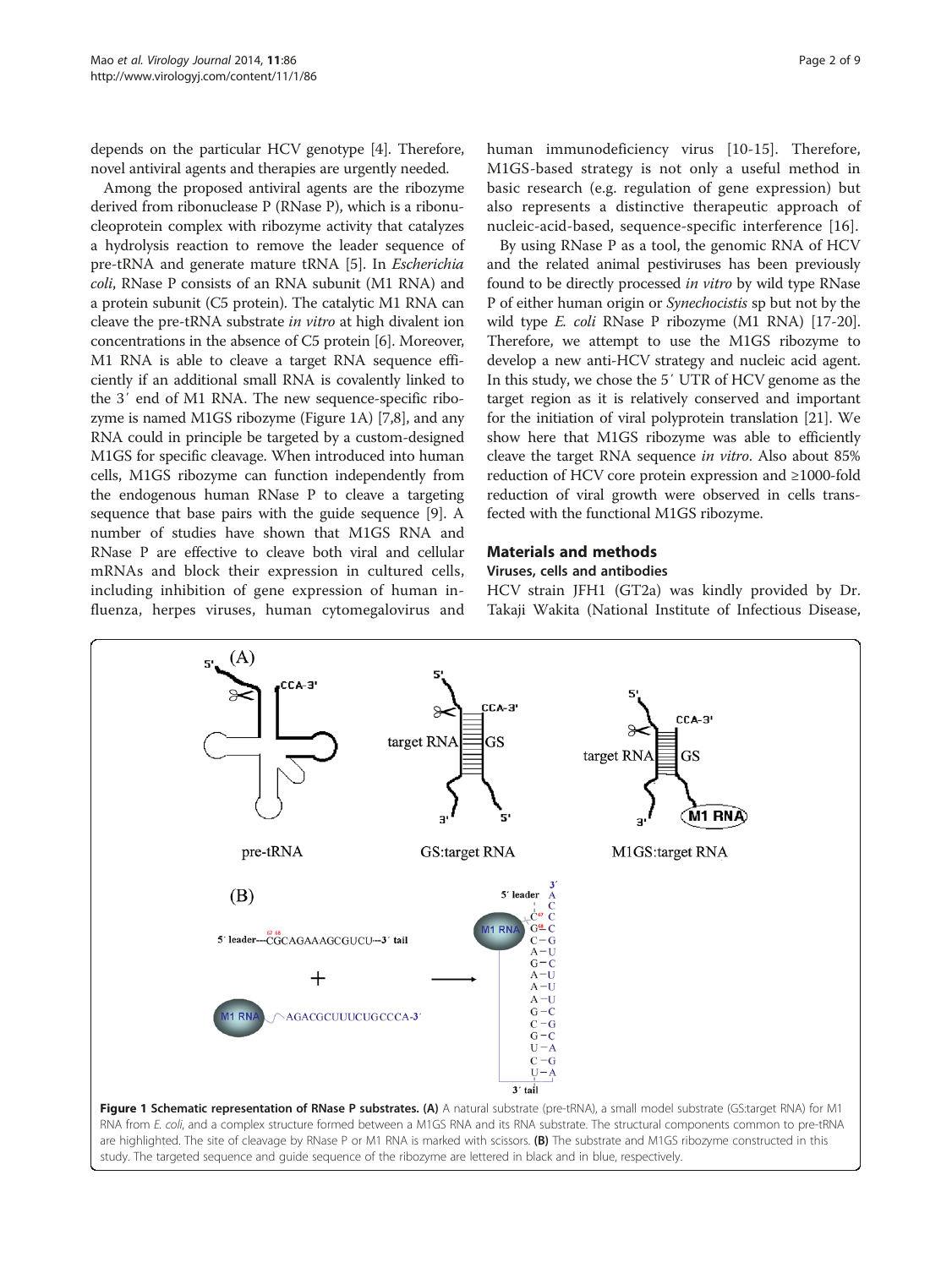depends on the particular HCV genotype [4]. Therefore, novel antiviral agents and therapies are urgently needed.

Among the proposed antiviral agents are the ribozyme derived from ribonuclease P (RNase P), which is a ribonucleoprotein complex with ribozyme activity that catalyzes a hydrolysis reaction to remove the leader sequence of pre-tRNA and generate mature tRNA [5]. In *Escherichia coli*, RNase P consists of an RNA subunit (M1 RNA) and a protein subunit (C5 protein). The catalytic M1 RNA can cleave the pre-tRNA substrate *in vitro* at high divalent ion concentrations in the absence of C5 protein [6]. Moreover, M1 RNA is able to cleave a target RNA sequence efficiently if an additional small RNA is covalently linked to the 3′ end of M1 RNA. The new sequence-specific ribozyme is named M1GS ribozyme (Figure 1A) [7,8], and any RNA could in principle be targeted by a custom-designed M1GS for specific cleavage. When introduced into human cells, M1GS ribozyme can function independently from the endogenous human RNase P to cleave a targeting sequence that base pairs with the guide sequence [9]. A number of studies have shown that M1GS RNA and RNase P are effective to cleave both viral and cellular mRNAs and block their expression in cultured cells, including inhibition of gene expression of human influenza, herpes viruses, human cytomegalovirus and human immunodeficiency virus [10-15]. Therefore, M1GS-based strategy is not only a useful method in basic research (e.g. regulation of gene expression) but also represents a distinctive therapeutic approach of nucleic-acid-based, sequence-specific interference [16].

By using RNase P as a tool, the genomic RNA of HCV and the related animal pestiviruses has been previously found to be directly processed *in vitro* by wild type RNase P of either human origin or *Synechocistis* sp but not by the wild type *E. coli* RNase P ribozyme (M1 RNA) [17-20]. Therefore, we attempt to use the M1GS ribozyme to develop a new anti-HCV strategy and nucleic acid agent. In this study, we chose the 5′ UTR of HCV genome as the target region as it is relatively conserved and important for the initiation of viral polyprotein translation [21]. We show here that M1GS ribozyme was able to efficiently cleave the target RNA sequence *in vitro*. Also about 85% reduction of HCV core protein expression and ≥1000-fold reduction of viral growth were observed in cells transfected with the functional M1GS ribozyme.

## Materials and methods

### Viruses, cells and antibodies

HCV strain JFH1 (GT2a) was kindly provided by Dr. Takaji Wakita (National Institute of Infectious Disease,

**Figure 1 Schematic representation of RNase P substrates. (A)** A natural substrate (pre-tRNA), a small model substrate (GS:target RNA) for M1 RNA from *E. coli*, and a complex structure formed between a M1GS RNA and its RNA substrate. The structural components common to pre-tRNA are highlighted. The site of cleavage by RNase P or M1 RNA is marked with scissors. **(B)** The substrate and M1GS ribozyme constructed in this study. The targeted sequence and guide sequence of the ribozyme are lettered in black and in blue, respectively.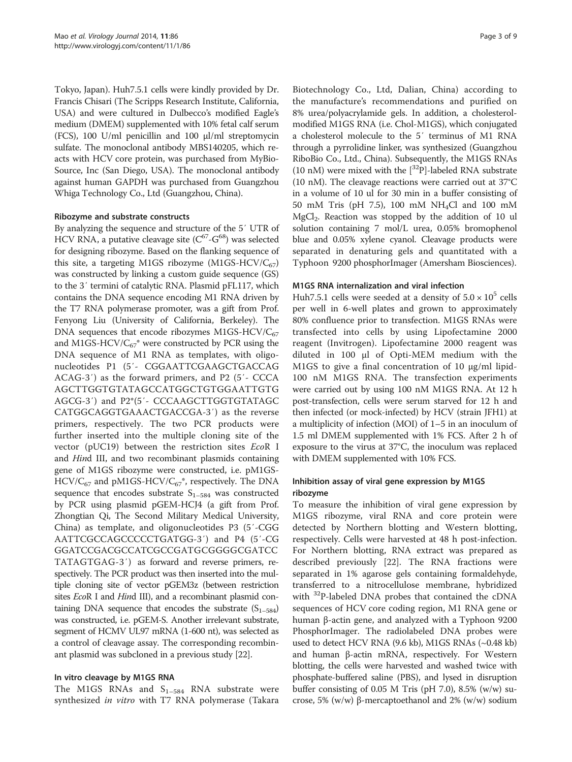Tokyo, Japan). Huh7.5.1 cells were kindly provided by Dr. Francis Chisari (The Scripps Research Institute, California, USA) and were cultured in Dulbecco's modified Eagle's medium (DMEM) supplemented with 10% fetal calf serum (FCS), 100 U/ml penicillin and 100 μl/ml streptomycin sulfate. The monoclonal antibody MBS140205, which reacts with HCV core protein, was purchased from MyBio-Source, Inc (San Diego, USA). The monoclonal antibody against human GAPDH was purchased from Guangzhou Whiga Technology Co., Ltd (Guangzhou, China).

### Ribozyme and substrate constructs

By analyzing the sequence and structure of the 5′ UTR of HCV RNA, a putative cleavage site ($C^{67}$-$G^{68}$) was selected for designing ribozyme. Based on the flanking sequence of this site, a targeting M1GS ribozyme (M1GS-HCV/$C_{67}$) was constructed by linking a custom guide sequence (GS) to the 3′ termini of catalytic RNA. Plasmid pFL117, which contains the DNA sequence encoding M1 RNA driven by the T7 RNA polymerase promoter, was a gift from Prof. Fenyong Liu (University of California, Berkeley). The DNA sequences that encode ribozymes M1GS-HCV/$C_{67}$ and M1GS-HCV/$C_{67}$* were constructed by PCR using the DNA sequence of M1 RNA as templates, with oligonucleotides P1 (5′- CGGAATTCGAAGCTGACCAG ACAG-3′) as the forward primers, and P2 (5′- CCCA AGCTTGGTGTATAGCCATGGCTGTGGAATTGTG AGCG-3′) and P2*(5′- CCCAAGCTTGGTGTATAGC CATGGCAGGTGAAACTGACCGA-3′) as the reverse primers, respectively. The two PCR products were further inserted into the multiple cloning site of the vector (pUC19) between the restriction sites *Eco*R I and *Hin*d III, and two recombinant plasmids containing gene of M1GS ribozyme were constructed, i.e. pM1GS-HCV/$C_{67}$ and pM1GS-HCV/$C_{67}$*, respectively. The DNA sequence that encodes substrate $S_{1-584}$ was constructed by PCR using plasmid pGEM-HCJ4 (a gift from Prof. Zhongtian Qi, The Second Military Medical University, China) as template, and oligonucleotides P3 (5′-CGG AATTCGCCAGCCCCCTGATGG-3′) and P4 (5′-CG GGATCCGACGCCATCGCCGATGCGGGGCGATCC TATAGTGAG-3′) as forward and reverse primers, respectively. The PCR product was then inserted into the multiple cloning site of vector pGEM3z (between restriction sites *Eco*R I and *Hin*d III), and a recombinant plasmid containing DNA sequence that encodes the substrate ($S_{1-584}$) was constructed, i.e. pGEM-S. Another irrelevant substrate, segment of HCMV UL97 mRNA (1-600 nt), was selected as a control of cleavage assay. The corresponding recombinant plasmid was subcloned in a previous study [22].

### In vitro cleavage by M1GS RNA

The M1GS RNAs and $S_{1-584}$ RNA substrate were synthesized *in vitro* with T7 RNA polymerase (Takara Biotechnology Co., Ltd, Dalian, China) according to the manufacture's recommendations and purified on 8% urea/polyacrylamide gels. In addition, a cholesterol-modified M1GS RNA (i.e. Chol-M1GS), which conjugated a cholesterol molecule to the 5′ terminus of M1 RNA through a pyrrolidine linker, was synthesized (Guangzhou RiboBio Co., Ltd., China). Subsequently, the M1GS RNAs (10 nM) were mixed with the [$^{32}$P]-labeled RNA substrate (10 nM). The cleavage reactions were carried out at 37°C in a volume of 10 ul for 30 min in a buffer consisting of 50 mM Tris (pH 7.5), 100 mM $NH_4Cl$ and 100 mM $MgCl_2$. Reaction was stopped by the addition of 10 ul solution containing 7 mol/L urea, 0.05% bromophenol blue and 0.05% xylene cyanol. Cleavage products were separated in denaturing gels and quantitated with a Typhoon 9200 phosphorImager (Amersham Biosciences).

### M1GS RNA internalization and viral infection

Huh7.5.1 cells were seeded at a density of $5.0 \times 10^5$ cells per well in 6-well plates and grown to approximately 80% confluence prior to transfection. M1GS RNAs were transfected into cells by using Lipofectamine 2000 reagent (Invitrogen). Lipofectamine 2000 reagent was diluted in 100 μl of Opti-MEM medium with the M1GS to give a final concentration of 10 μg/ml lipid-100 nM M1GS RNA. The transfection experiments were carried out by using 100 nM M1GS RNA. At 12 h post-transfection, cells were serum starved for 12 h and then infected (or mock-infected) by HCV (strain JFH1) at a multiplicity of infection (MOI) of 1–5 in an inoculum of 1.5 ml DMEM supplemented with 1% FCS. After 2 h of exposure to the virus at 37°C, the inoculum was replaced with DMEM supplemented with 10% FCS.

### Inhibition assay of viral gene expression by M1GS ribozyme

To measure the inhibition of viral gene expression by M1GS ribozyme, viral RNA and core protein were detected by Northern blotting and Western blotting, respectively. Cells were harvested at 48 h post-infection. For Northern blotting, RNA extract was prepared as described previously [22]. The RNA fractions were separated in 1% agarose gels containing formaldehyde, transferred to a nitrocellulose membrane, hybridized with $^{32}$P-labeled DNA probes that contained the cDNA sequences of HCV core coding region, M1 RNA gene or human β-actin gene, and analyzed with a Typhoon 9200 PhosphorImager. The radiolabeled DNA probes were used to detect HCV RNA (9.6 kb), M1GS RNAs (~0.48 kb) and human β-actin mRNA, respectively. For Western blotting, the cells were harvested and washed twice with phosphate-buffered saline (PBS), and lysed in disruption buffer consisting of 0.05 M Tris (pH 7.0), 8.5% (w/w) sucrose, 5% (w/w) β-mercaptoethanol and 2% (w/w) sodium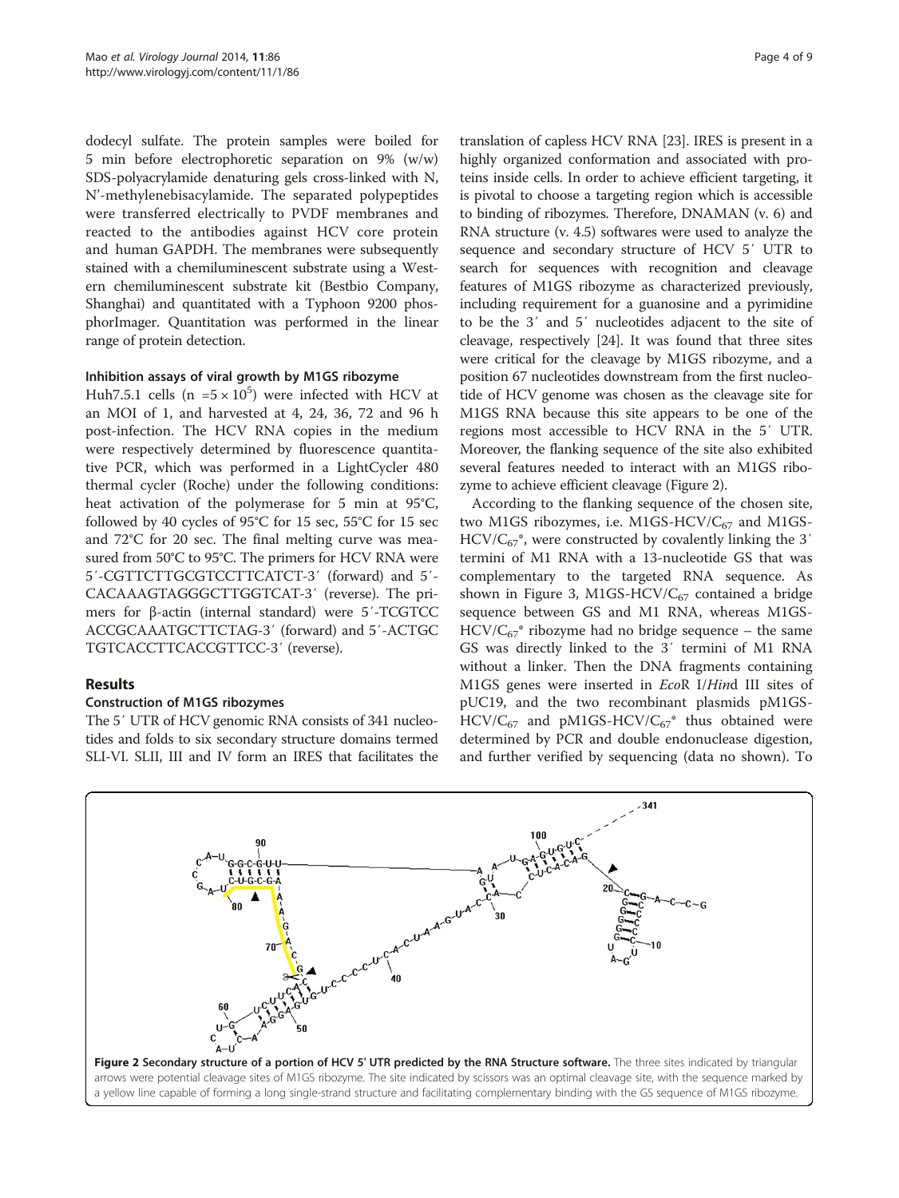dodecyl sulfate. The protein samples were boiled for 5 min before electrophoretic separation on 9% (w/w) SDS-polyacrylamide denaturing gels cross-linked with N, N'-methylenebisacylamide. The separated polypeptides were transferred electrically to PVDF membranes and reacted to the antibodies against HCV core protein and human GAPDH. The membranes were subsequently stained with a chemiluminescent substrate using a Western chemiluminescent substrate kit (Bestbio Company, Shanghai) and quantitated with a Typhoon 9200 phosphorImager. Quantitation was performed in the linear range of protein detection.

#### Inhibition assays of viral growth by M1GS ribozyme

Huh7.5.1 cells ($n = 5 \times 10^5$) were infected with HCV at an MOI of 1, and harvested at 4, 24, 36, 72 and 96 h post-infection. The HCV RNA copies in the medium were respectively determined by fluorescence quantitative PCR, which was performed in a LightCycler 480 thermal cycler (Roche) under the following conditions: heat activation of the polymerase for 5 min at 95°C, followed by 40 cycles of 95°C for 15 sec, 55°C for 15 sec and 72°C for 20 sec. The final melting curve was measured from 50°C to 95°C. The primers for HCV RNA were 5′-CGTTCTTGCGTCCTTCATCT-3′ (forward) and 5′-CACAAAGTAGGGCTTGGTCAT-3′ (reverse). The primers for β-actin (internal standard) were 5′-TCGTCC ACCGCAAATGCTTCTAG-3′ (forward) and 5′-ACTGC TGTCACCTTCACCGTTCC-3′ (reverse).

## Results

### Construction of M1GS ribozymes

The 5′ UTR of HCV genomic RNA consists of 341 nucleotides and folds to six secondary structure domains termed SLI-VI. SLII, III and IV form an IRES that facilitates the translation of capless HCV RNA [23]. IRES is present in a highly organized conformation and associated with proteins inside cells. In order to achieve efficient targeting, it is pivotal to choose a targeting region which is accessible to binding of ribozymes. Therefore, DNAMAN (v. 6) and RNA structure (v. 4.5) softwares were used to analyze the sequence and secondary structure of HCV 5′ UTR to search for sequences with recognition and cleavage features of M1GS ribozyme as characterized previously, including requirement for a guanosine and a pyrimidine to be the 3′ and 5′ nucleotides adjacent to the site of cleavage, respectively [24]. It was found that three sites were critical for the cleavage by M1GS ribozyme, and a position 67 nucleotides downstream from the first nucleotide of HCV genome was chosen as the cleavage site for M1GS RNA because this site appears to be one of the regions most accessible to HCV RNA in the 5′ UTR. Moreover, the flanking sequence of the site also exhibited several features needed to interact with an M1GS ribozyme to achieve efficient cleavage (Figure 2).

According to the flanking sequence of the chosen site, two M1GS ribozymes, i.e. M1GS-HCV/$C_{67}$ and M1GS-HCV/$C_{67}$*, were constructed by covalently linking the 3′ termini of M1 RNA with a 13-nucleotide GS that was complementary to the targeted RNA sequence. As shown in Figure 3, M1GS-HCV/$C_{67}$ contained a bridge sequence between GS and M1 RNA, whereas M1GS-HCV/$C_{67}$* ribozyme had no bridge sequence – the same GS was directly linked to the 3′ termini of M1 RNA without a linker. Then the DNA fragments containing M1GS genes were inserted in *Eco*R I/*Hin*d III sites of pUC19, and the two recombinant plasmids pM1GS-HCV/$C_{67}$ and pM1GS-HCV/$C_{67}$* thus obtained were determined by PCR and double endonuclease digestion, and further verified by sequencing (data no shown). To

**Figure 2 Secondary structure of a portion of HCV 5′ UTR predicted by the RNA Structure software.** The three sites indicated by triangular arrows were potential cleavage sites of M1GS ribozyme. The site indicated by scissors was an optimal cleavage site, with the sequence marked by a yellow line capable of forming a long single-strand structure and facilitating complementary binding with the GS sequence of M1GS ribozyme.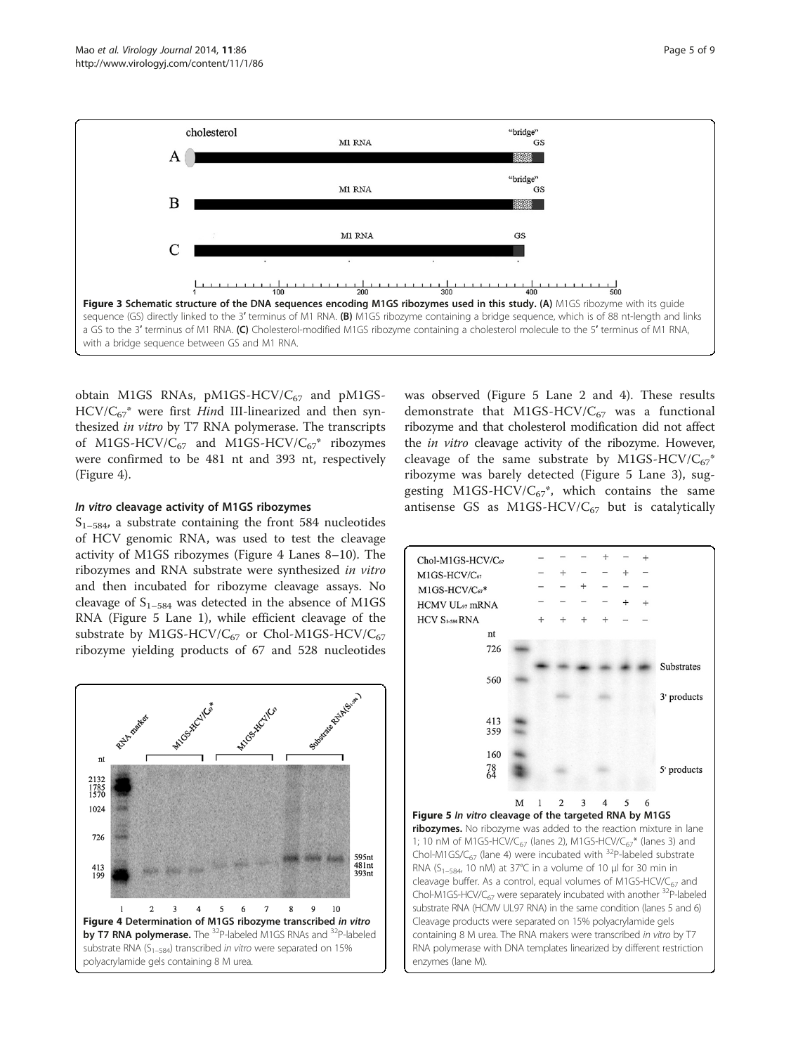**Figure 3 Schematic structure of the DNA sequences encoding M1GS ribozymes used in this study. (A)** M1GS ribozyme with its guide sequence (GS) directly linked to the 3′ terminus of M1 RNA. **(B)** M1GS ribozyme containing a bridge sequence, which is of 88 nt-length and links a GS to the 3′ terminus of M1 RNA. **(C)** Cholesterol-modified M1GS ribozyme containing a cholesterol molecule to the 5′ terminus of M1 RNA, with a bridge sequence between GS and M1 RNA.

obtain M1GS RNAs, pM1GS-HCV/$C_{67}$ and pM1GS-HCV/$C_{67}$* were first *Hin*d III-linearized and then synthesized *in vitro* by T7 RNA polymerase. The transcripts of M1GS-HCV/$C_{67}$ and M1GS-HCV/$C_{67}$* ribozymes were confirmed to be 481 nt and 393 nt, respectively (Figure 4).

### *In vitro* cleavage activity of M1GS ribozymes

$S_{1-584}$, a substrate containing the front 584 nucleotides of HCV genomic RNA, was used to test the cleavage activity of M1GS ribozymes (Figure 4 Lanes 8–10). The ribozymes and RNA substrate were synthesized *in vitro* and then incubated for ribozyme cleavage assays. No cleavage of $S_{1-584}$ was detected in the absence of M1GS RNA (Figure 5 Lane 1), while efficient cleavage of the substrate by M1GS-HCV/$C_{67}$ or Chol-M1GS-HCV/$C_{67}$ ribozyme yielding products of 67 and 528 nucleotides was observed (Figure 5 Lane 2 and 4). These results demonstrate that M1GS-HCV/$C_{67}$ was a functional ribozyme and that cholesterol modification did not affect the *in vitro* cleavage activity of the ribozyme. However, cleavage of the same substrate by M1GS-HCV/$C_{67}$* ribozyme was barely detected (Figure 5 Lane 3), suggesting M1GS-HCV/$C_{67}$*, which contains the same antisense GS as M1GS-HCV/$C_{67}$ but is catalytically

**Figure 4 Determination of M1GS ribozyme transcribed *in vitro* by T7 RNA polymerase.** The $^{32}$P-labeled M1GS RNAs and $^{32}$P-labeled substrate RNA ($S_{1-584}$) transcribed *in vitro* were separated on 15% polyacrylamide gels containing 8 M urea.

**Figure 5 *In vitro* cleavage of the targeted RNA by M1GS ribozymes.** No ribozyme was added to the reaction mixture in lane 1; 10 nM of M1GS-HCV/$C_{67}$ (lanes 2), M1GS-HCV/$C_{67}$* (lanes 3) and Chol-M1GS/$C_{67}$ (lane 4) were incubated with $^{32}$P-labeled substrate RNA ($S_{1-584}$, 10 nM) at 37°C in a volume of 10 μl for 30 min in cleavage buffer. As a control, equal volumes of M1GS-HCV/$C_{67}$ and Chol-M1GS-HCV/$C_{67}$ were separately incubated with another $^{32}$P-labeled substrate RNA (HCMV UL97 RNA) in the same condition (lanes 5 and 6) Cleavage products were separated on 15% polyacrylamide gels containing 8 M urea. The RNA makers were transcribed *in vitro* by T7 RNA polymerase with DNA templates linearized by different restriction enzymes (lane M).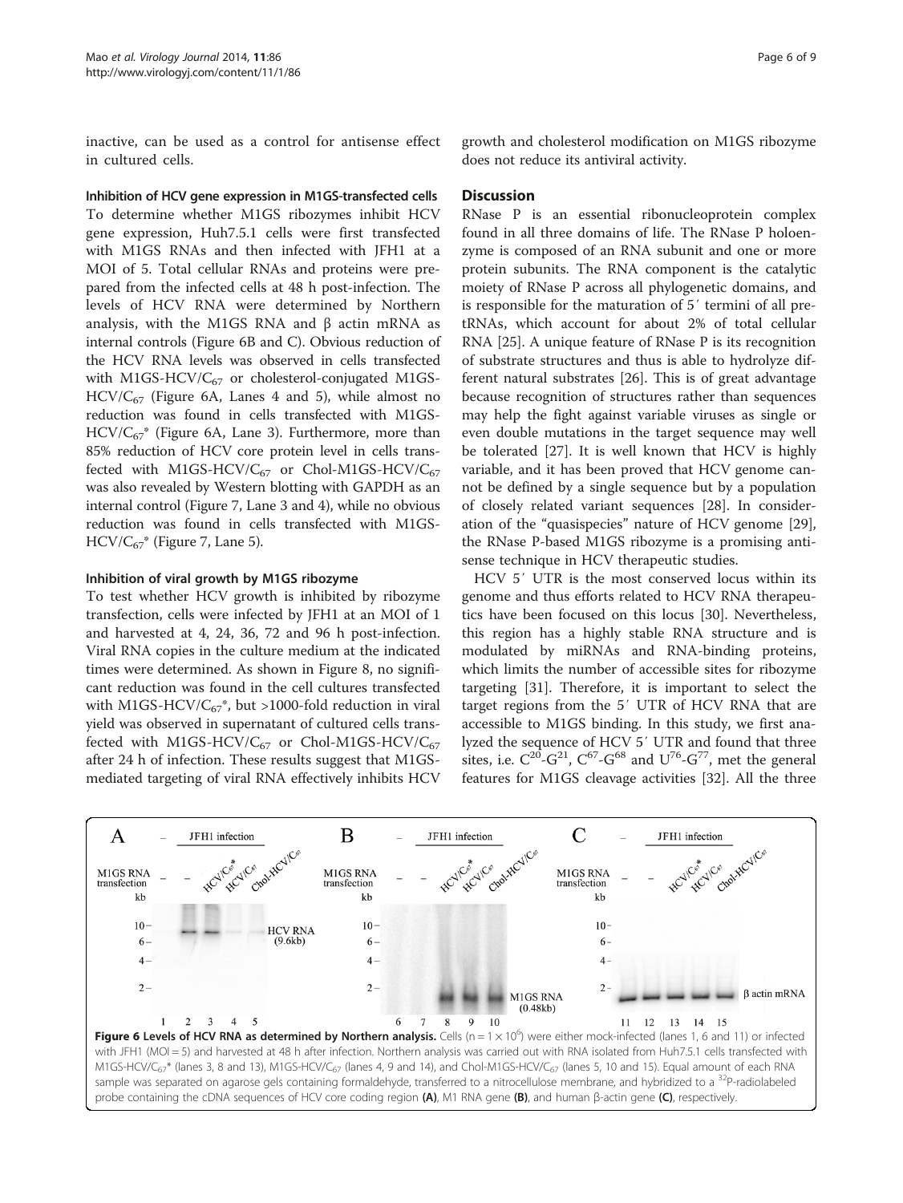inactive, can be used as a control for antisense effect in cultured cells.

#### Inhibition of HCV gene expression in M1GS-transfected cells

To determine whether M1GS ribozymes inhibit HCV gene expression, Huh7.5.1 cells were first transfected with M1GS RNAs and then infected with JFH1 at a MOI of 5. Total cellular RNAs and proteins were prepared from the infected cells at 48 h post-infection. The levels of HCV RNA were determined by Northern analysis, with the M1GS RNA and β actin mRNA as internal controls (Figure 6B and C). Obvious reduction of the HCV RNA levels was observed in cells transfected with M1GS-HCV/$C_{67}$ or cholesterol-conjugated M1GS-HCV/$C_{67}$ (Figure 6A, Lanes 4 and 5), while almost no reduction was found in cells transfected with M1GS-HCV/$C_{67}$* (Figure 6A, Lane 3). Furthermore, more than 85% reduction of HCV core protein level in cells transfected with M1GS-HCV/$C_{67}$ or Chol-M1GS-HCV/$C_{67}$ was also revealed by Western blotting with GAPDH as an internal control (Figure 7, Lane 3 and 4), while no obvious reduction was found in cells transfected with M1GS-HCV/$C_{67}$* (Figure 7, Lane 5).

#### Inhibition of viral growth by M1GS ribozyme

To test whether HCV growth is inhibited by ribozyme transfection, cells were infected by JFH1 at an MOI of 1 and harvested at 4, 24, 36, 72 and 96 h post-infection. Viral RNA copies in the culture medium at the indicated times were determined. As shown in Figure 8, no significant reduction was found in the cell cultures transfected with M1GS-HCV/$C_{67}$*, but >1000-fold reduction in viral yield was observed in supernatant of cultured cells transfected with M1GS-HCV/$C_{67}$ or Chol-M1GS-HCV/$C_{67}$ after 24 h of infection. These results suggest that M1GS-mediated targeting of viral RNA effectively inhibits HCV growth and cholesterol modification on M1GS ribozyme does not reduce its antiviral activity.

## Discussion

RNase P is an essential ribonucleoprotein complex found in all three domains of life. The RNase P holoenzyme is composed of an RNA subunit and one or more protein subunits. The RNA component is the catalytic moiety of RNase P across all phylogenetic domains, and is responsible for the maturation of 5′ termini of all pre-tRNAs, which account for about 2% of total cellular RNA [25]. A unique feature of RNase P is its recognition of substrate structures and thus is able to hydrolyze different natural substrates [26]. This is of great advantage because recognition of structures rather than sequences may help the fight against variable viruses as single or even double mutations in the target sequence may well be tolerated [27]. It is well known that HCV is highly variable, and it has been proved that HCV genome cannot be defined by a single sequence but by a population of closely related variant sequences [28]. In consideration of the "quasispecies" nature of HCV genome [29], the RNase P-based M1GS ribozyme is a promising antisense technique in HCV therapeutic studies.

HCV 5′ UTR is the most conserved locus within its genome and thus efforts related to HCV RNA therapeutics have been focused on this locus [30]. Nevertheless, this region has a highly stable RNA structure and is modulated by miRNAs and RNA-binding proteins, which limits the number of accessible sites for ribozyme targeting [31]. Therefore, it is important to select the target regions from the 5′ UTR of HCV RNA that are accessible to M1GS binding. In this study, we first analyzed the sequence of HCV 5′ UTR and found that three sites, i.e. $C^{20}$-$G^{21}$, $C^{67}$-$G^{68}$ and $U^{76}$-$G^{77}$, met the general features for M1GS cleavage activities [32]. All the three

**Figure 6 Levels of HCV RNA as determined by Northern analysis.** Cells ($n = 1 \times 10^6$) were either mock-infected (lanes 1, 6 and 11) or infected with JFH1 (MOI = 5) and harvested at 48 h after infection. Northern analysis was carried out with RNA isolated from Huh7.5.1 cells transfected with M1GS-HCV/$C_{67}$* (lanes 3, 8 and 13), M1GS-HCV/$C_{67}$ (lanes 4, 9 and 14), and Chol-M1GS-HCV/$C_{67}$ (lanes 5, 10 and 15). Equal amount of each RNA sample was separated on agarose gels containing formaldehyde, transferred to a nitrocellulose membrane, and hybridized to a $^{32}$P-radiolabeled probe containing the cDNA sequences of HCV core coding region **(A)**, M1 RNA gene **(B)**, and human β-actin gene **(C)**, respectively.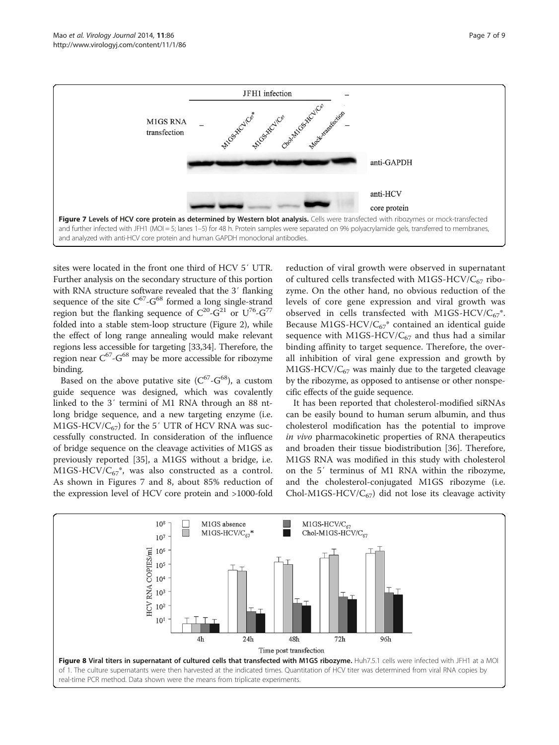**Figure 7 Levels of HCV core protein as determined by Western blot analysis.** Cells were transfected with ribozymes or mock-transfected and further infected with JFH1 (MOI = 5; lanes 1–5) for 48 h. Protein samples were separated on 9% polyacrylamide gels, transferred to membranes, and analyzed with anti-HCV core protein and human GAPDH monoclonal antibodies.

sites were located in the front one third of HCV 5′ UTR. Further analysis on the secondary structure of this portion with RNA structure software revealed that the 3′ flanking sequence of the site $C^{67}$-$G^{68}$ formed a long single-strand region but the flanking sequence of $C^{20}$-$G^{21}$ or $U^{76}$-$G^{77}$ folded into a stable stem-loop structure (Figure 2), while the effect of long range annealing would make relevant regions less accessible for targeting [33,34]. Therefore, the region near $C^{67}$-$G^{68}$ may be more accessible for ribozyme binding.

Based on the above putative site ($C^{67}$-$G^{68}$), a custom guide sequence was designed, which was covalently linked to the 3′ termini of M1 RNA through an 88 nt-long bridge sequence, and a new targeting enzyme (i.e. M1GS-HCV/$C_{67}$) for the 5′ UTR of HCV RNA was successfully constructed. In consideration of the influence of bridge sequence on the cleavage activities of M1GS as previously reported [35], a M1GS without a bridge, i.e. M1GS-HCV/$C_{67}$*, was also constructed as a control. As shown in Figures 7 and 8, about 85% reduction of the expression level of HCV core protein and >1000-fold reduction of viral growth were observed in supernatant of cultured cells transfected with M1GS-HCV/$C_{67}$ ribozyme. On the other hand, no obvious reduction of the levels of core gene expression and viral growth was observed in cells transfected with M1GS-HCV/$C_{67}$*. Because M1GS-HCV/$C_{67}$* contained an identical guide sequence with M1GS-HCV/$C_{67}$ and thus had a similar binding affinity to target sequence. Therefore, the overall inhibition of viral gene expression and growth by M1GS-HCV/$C_{67}$ was mainly due to the targeted cleavage by the ribozyme, as opposed to antisense or other nonspecific effects of the guide sequence.

It has been reported that cholesterol-modified siRNAs can be easily bound to human serum albumin, and thus cholesterol modification has the potential to improve *in vivo* pharmacokinetic properties of RNA therapeutics and broaden their tissue biodistribution [36]. Therefore, M1GS RNA was modified in this study with cholesterol on the 5′ terminus of M1 RNA within the ribozyme, and the cholesterol-conjugated M1GS ribozyme (i.e. Chol-M1GS-HCV/$C_{67}$) did not lose its cleavage activity

**Figure 8 Viral titers in supernatant of cultured cells that transfected with M1GS ribozyme.** Huh7.5.1 cells were infected with JFH1 at a MOI of 1. The culture supernatants were then harvested at the indicated times. Quantitation of HCV titer was determined from viral RNA copies by real-time PCR method. Data shown were the means from triplicate experiments.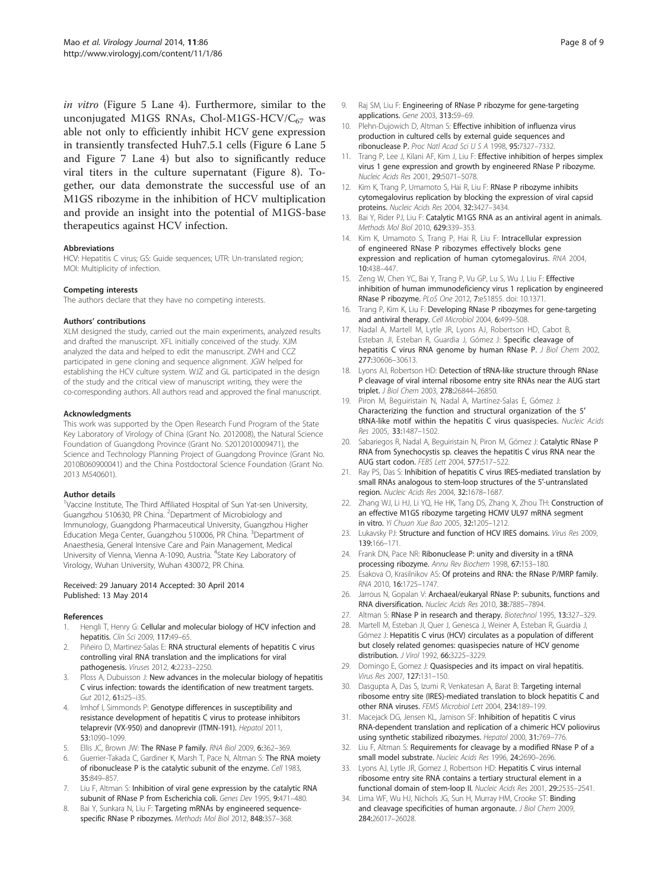*in vitro* (Figure 5 Lane 4). Furthermore, similar to the unconjugated M1GS RNAs, Chol-M1GS-HCV/$C_{67}$ was able not only to efficiently inhibit HCV gene expression in transiently transfected Huh7.5.1 cells (Figure 6 Lane 5 and Figure 7 Lane 4) but also to significantly reduce viral titers in the culture supernatant (Figure 8). Together, our data demonstrate the successful use of an M1GS ribozyme in the inhibition of HCV multiplication and provide an insight into the potential of M1GS-base therapeutics against HCV infection.

#### Abbreviations

HCV: Hepatitis C virus; GS: Guide sequences; UTR: Un-translated region; MOI: Multiplicity of infection.

#### Competing interests

The authors declare that they have no competing interests.

#### Authors' contributions

XLM designed the study, carried out the main experiments, analyzed results and drafted the manuscript. XFL initially conceived of the study. XJM analyzed the data and helped to edit the manuscript. ZWH and CCZ participated in gene cloning and sequence alignment. JGW helped for establishing the HCV culture system. WJZ and GL participated in the design of the study and the critical view of manuscript writing, they were the co-corresponding authors. All authors read and approved the final manuscript.

#### Acknowledgments

This work was supported by the Open Research Fund Program of the State Key Laboratory of Virology of China (Grant No. 2012008), the Natural Science Foundation of Guangdong Province (Grant No. S2012010009471), the Science and Technology Planning Project of Guangdong Province (Grant No. 2010B060900041) and the China Postdoctoral Science Foundation (Grant No. 2013 M540601).

#### Author details

[1]Vaccine Institute, The Third Affiliated Hospital of Sun Yat-sen University, Guangzhou 510630, PR China. [2]Department of Microbiology and Immunology, Guangdong Pharmaceutical University, Guangzhou Higher Education Mega Center, Guangzhou 510006, PR China. [3]Department of Anaesthesia, General Intensive Care and Pain Management, Medical University of Vienna, Vienna A-1090, Austria. [4]State Key Laboratory of Virology, Wuhan University, Wuhan 430072, PR China.

Received: 29 January 2014 Accepted: 30 April 2014
Published: 13 May 2014

#### References

1. Hengli T, Henry G: **Cellular and molecular biology of HCV infection and hepatitis.** *Clin Sci* 2009, **117:**49–65.
2. Piñeiro D, Martinez-Salas E: **RNA structural elements of hepatitis C virus controlling viral RNA translation and the implications for viral pathogenesis.** *Viruses* 2012, **4:**2233–2250.
3. Ploss A, Dubuisson J: **New advances in the molecular biology of hepatitis C virus infection: towards the identification of new treatment targets.** *Gut* 2012, **61:**i25–i35.
4. Imhof I, Simmonds P: **Genotype differences in susceptibility and resistance development of hepatitis C virus to protease inhibitors telaprevir (VX-950) and danoprevir (ITMN-191).** *Hepatol* 2011, **53:**1090–1099.
5. Ellis JC, Brown JW: **The RNase P family.** *RNA Biol* 2009, **6:**362–369.
6. Guerrier-Takada C, Gardiner K, Marsh T, Pace N, Altman S: **The RNA moiety of ribonuclease P is the catalytic subunit of the enzyme.** *Cell* 1983, **35:**849–857.
7. Liu F, Altman S: **Inhibition of viral gene expression by the catalytic RNA subunit of RNase P from Escherichia coli.** *Genes Dev* 1995, **9:**471–480.
8. Bai Y, Sunkara N, Liu F: **Targeting mRNAs by engineered sequence-specific RNase P ribozymes.** *Methods Mol Biol* 2012, **848:**357–368.
9. Raj SM, Liu F: **Engineering of RNase P ribozyme for gene-targeting applications.** *Gene* 2003, **313:**59–69.
10. Plehn-Dujowich D, Altman S: **Effective inhibition of influenza virus production in cultured cells by external guide sequences and ribonuclease P.** *Proc Natl Acad Sci U S A* 1998, **95:**7327–7332.
11. Trang P, Lee J, Kilani AF, Kim J, Liu F: **Effective inhibition of herpes simplex virus 1 gene expression and growth by engineered RNase P ribozyme.** *Nucleic Acids Res* 2001, **29:**5071–5078.
12. Kim K, Trang P, Umamoto S, Hai R, Liu F: **RNase P ribozyme inhibits cytomegalovirus replication by blocking the expression of viral capsid proteins.** *Nucleic Acids Res* 2004, **32:**3427–3434.
13. Bai Y, Rider PJ, Liu F: **Catalytic M1GS RNA as an antiviral agent in animals.** *Methods Mol Biol* 2010, **629:**339–353.
14. Kim K, Umamoto S, Trang P, Hai R, Liu F: **Intracellular expression of engineered RNase P ribozymes effectively blocks gene expression and replication of human cytomegalovirus.** *RNA* 2004, **10:**438–447.
15. Zeng W, Chen YC, Bai Y, Trang P, Vu GP, Lu S, Wu J, Liu F: **Effective inhibition of human immunodeficiency virus 1 replication by engineered RNase P ribozyme.** *PLoS One* 2012, **7:**e51855. doi: 10.1371.
16. Trang P, Kim K, Liu F: **Developing RNase P ribozymes for gene-targeting and antiviral therapy.** *Cell Microbiol* 2004, **6:**499–508.
17. Nadal A, Martell M, Lytle JR, Lyons AJ, Robertson HD, Cabot B, Esteban JI, Esteban R, Guardia J, Gómez J: **Specific cleavage of hepatitis C virus RNA genome by human RNase P.** *J Biol Chem* 2002, **277:**30606–30613.
18. Lyons AJ, Robertson HD: **Detection of tRNA-like structure through RNase P cleavage of viral internal ribosome entry site RNAs near the AUG start triplet.** *J Biol Chem* 2003, **278:**26844–26850.
19. Piron M, Beguiristain N, Nadal A, Martínez-Salas E, Gómez J: **Characterizing the function and structural organization of the 5' tRNA-like motif within the hepatitis C virus quasispecies.** *Nucleic Acids Res* 2005, **33:**1487–1502.
20. Sabariegos R, Nadal A, Beguiristain N, Piron M, Gómez J: **Catalytic RNase P RNA from Synechocystis sp. cleaves the hepatitis C virus RNA near the AUG start codon.** *FEBS Lett* 2004, **577:**517–522.
21. Ray PS, Das S: **Inhibition of hepatitis C virus IRES-mediated translation by small RNAs analogous to stem-loop structures of the 5'-untranslated region.** *Nucleic Acids Res* 2004, **32:**1678–1687.
22. Zhang WJ, Li HJ, Li YQ, He HK, Tang DS, Zhang X, Zhou TH: **Construction of an effective M1GS ribozyme targeting HCMV UL97 mRNA segment in vitro.** *Yi Chuan Xue Bao* 2005, **32:**1205–1212.
23. Lukavsky PJ: **Structure and function of HCV IRES domains.** *Virus Res* 2009, **139:**166–171.
24. Frank DN, Pace NR: **Ribonuclease P: unity and diversity in a tRNA processing ribozyme.** *Annu Rev Biochem* 1998, **67:**153–180.
25. Esakova O, Krasilnikov AS: **Of proteins and RNA: the RNase P/MRP family.** *RNA* 2010, **16:**1725–1747.
26. Jarrous N, Gopalan V: **Archaeal/eukaryal RNase P: subunits, functions and RNA diversification.** *Nucleic Acids Res* 2010, **38:**7885–7894.
27. Altman S: **RNase P in research and therapy.** *Biotechnol* 1995, **13:**327–329.
28. Martell M, Esteban JI, Quer J, Genesca J, Weiner A, Esteban R, Guardia J, Gómez J: **Hepatitis C virus (HCV) circulates as a population of different but closely related genomes: quasispecies nature of HCV genome distribution.** *J Virol* 1992, **66:**3225–3229.
29. Domingo E, Gomez J: **Quasispecies and its impact on viral hepatitis.** *Virus Res* 2007, **127:**131–150.
30. Dasgupta A, Das S, Izumi R, Venkatesan A, Barat B: **Targeting internal ribosome entry site (IRES)-mediated translation to block hepatitis C and other RNA viruses.** *FEMS Microbiol Lett* 2004, **234:**189–199.
31. Macejak DG, Jensen KL, Jamison SF: **Inhibition of hepatitis C virus RNA-dependent translation and replication of a chimeric HCV poliovirus using synthetic stabilized ribozymes.** *Hepatol* 2000, **31:**769–776.
32. Liu F, Altman S: **Requirements for cleavage by a modified RNase P of a small model substrate.** *Nucleic Acids Res* 1996, **24:**2690–2696.
33. Lyons AJ, Lytle JR, Gomez J, Robertson HD: **Hepatitis C virus internal ribosome entry site RNA contains a tertiary structural element in a functional domain of stem-loop II.** *Nucleic Acids Res* 2001, **29:**2535–2541.
34. Lima WF, Wu HJ, Nichols JG, Sun H, Murray HM, Crooke ST: **Binding and cleavage specificities of human argonaute.** *J Biol Chem* 2009, **284:**26017–26028.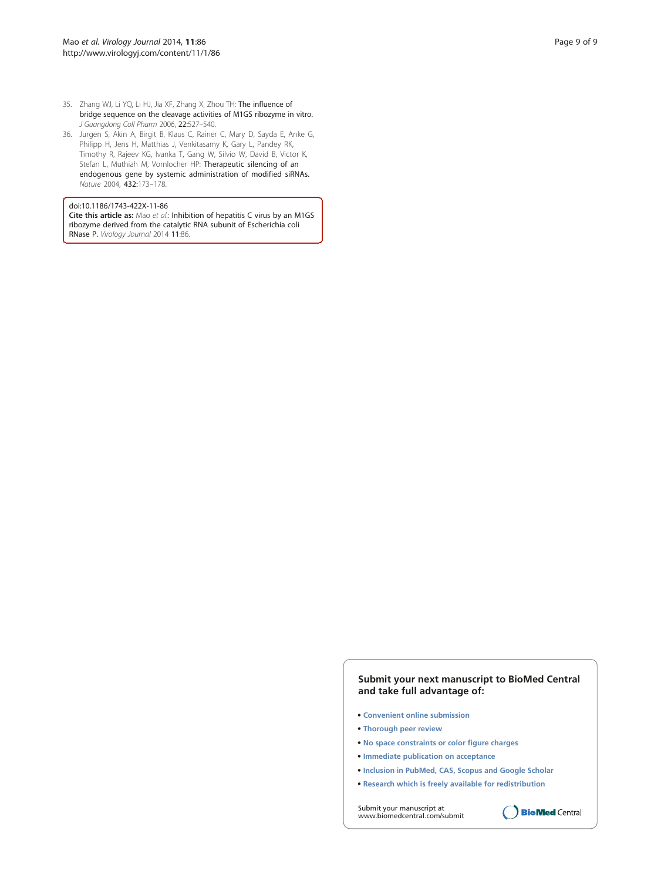35. Zhang WJ, Li YQ, Li HJ, Jia XF, Zhang X, Zhou TH: **The influence of bridge sequence on the cleavage activities of M1GS ribozyme in vitro.** *J Guangdong Coll Pharm* 2006, **22:**527–540.
36. Jurgen S, Akin A, Birgit B, Klaus C, Rainer C, Mary D, Sayda E, Anke G, Philipp H, Jens H, Matthias J, Venkitasamy K, Gary L, Pandey RK, Timothy R, Rajeev KG, Ivanka T, Gang W, Silvio W, David B, Victor K, Stefan L, Muthiah M, Vornlocher HP: **Therapeutic silencing of an endogenous gene by systemic administration of modified siRNAs.** *Nature* 2004, **432:**173–178.

doi:10.1186/1743-422X-11-86
**Cite this article as:** Mao *et al.*: Inhibition of hepatitis C virus by an M1GS ribozyme derived from the catalytic RNA subunit of Escherichia coli RNase P. *Virology Journal* 2014 **11**:86.

**Submit your next manuscript to BioMed Central and take full advantage of:**

- **Convenient online submission**
- **Thorough peer review**
- **No space constraints or color figure charges**
- **Immediate publication on acceptance**
- **Inclusion in PubMed, CAS, Scopus and Google Scholar**
- **Research which is freely available for redistribution**

Submit your manuscript at
www.biomedcentral.com/submit

BioMed Central